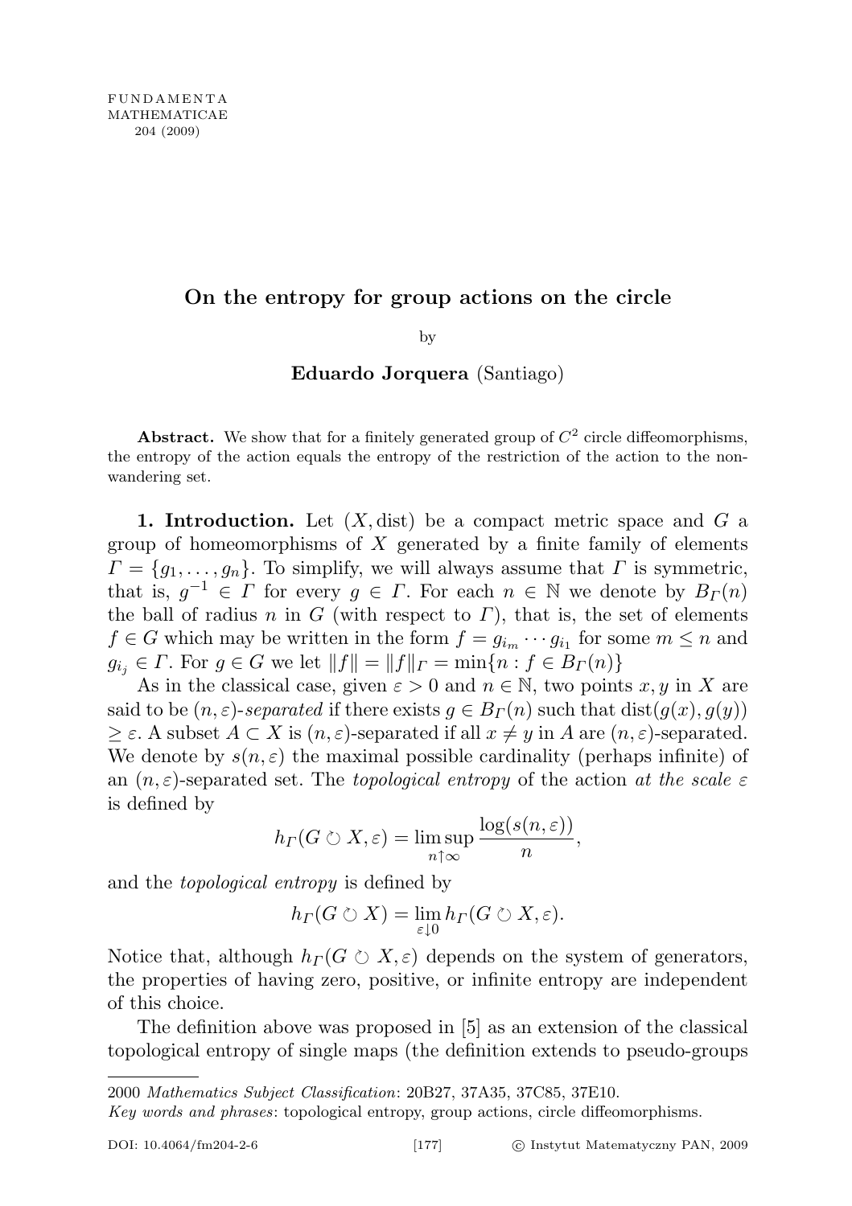# On the entropy for group actions on the circle

by

**Eduardo Jorquera** (Santiago)

**Abstract.** We show that for a finitely generated group of $C^2$ circle diffeomorphisms, the entropy of the action equals the entropy of the restriction of the action to the non-wandering set.

**1. Introduction.** Let $(X, \mathrm{dist})$ be a compact metric space and $G$ a group of homeomorphisms of $X$ generated by a finite family of elements $\Gamma = \{g_1, \ldots, g_n\}$. To simplify, we will always assume that $\Gamma$ is symmetric, that is, $g^{-1} \in \Gamma$ for every $g \in \Gamma$. For each $n \in \mathbb{N}$ we denote by $B_\Gamma(n)$ the ball of radius $n$ in $G$ (with respect to $\Gamma$), that is, the set of elements $f \in G$ which may be written in the form $f = g_{i_m} \cdots g_{i_1}$ for some $m \leq n$ and $g_{i_j} \in \Gamma$. For $g \in G$ we let $\|f\| = \|f\|_\Gamma = \min\{n : f \in B_\Gamma(n)\}$

As in the classical case, given $\varepsilon > 0$ and $n \in \mathbb{N}$, two points $x, y$ in $X$ are said to be $(n, \varepsilon)$-*separated* if there exists $g \in B_\Gamma(n)$ such that $\mathrm{dist}(g(x), g(y)) \geq \varepsilon$. A subset $A \subset X$ is $(n, \varepsilon)$-separated if all $x \neq y$ in $A$ are $(n, \varepsilon)$-separated. We denote by $s(n, \varepsilon)$ the maximal possible cardinality (perhaps infinite) of an $(n, \varepsilon)$-separated set. The *topological entropy* of the action *at the scale* $\varepsilon$ is defined by

$$h_\Gamma(G \circlearrowleft X, \varepsilon) = \limsup_{n \uparrow \infty} \frac{\log(s(n, \varepsilon))}{n},$$

and the *topological entropy* is defined by

$$h_\Gamma(G \circlearrowleft X) = \lim_{\varepsilon \downarrow 0} h_\Gamma(G \circlearrowleft X, \varepsilon).$$

Notice that, although $h_\Gamma(G \circlearrowleft X, \varepsilon)$ depends on the system of generators, the properties of having zero, positive, or infinite entropy are independent of this choice.

The definition above was proposed in [5] as an extension of the classical topological entropy of single maps (the definition extends to pseudo-groups

---

2000 *Mathematics Subject Classification*: 20B27, 37A35, 37C85, 37E10.

*Key words and phrases*: topological entropy, group actions, circle diffeomorphisms.

DOI: 10.4064/fm204-2-6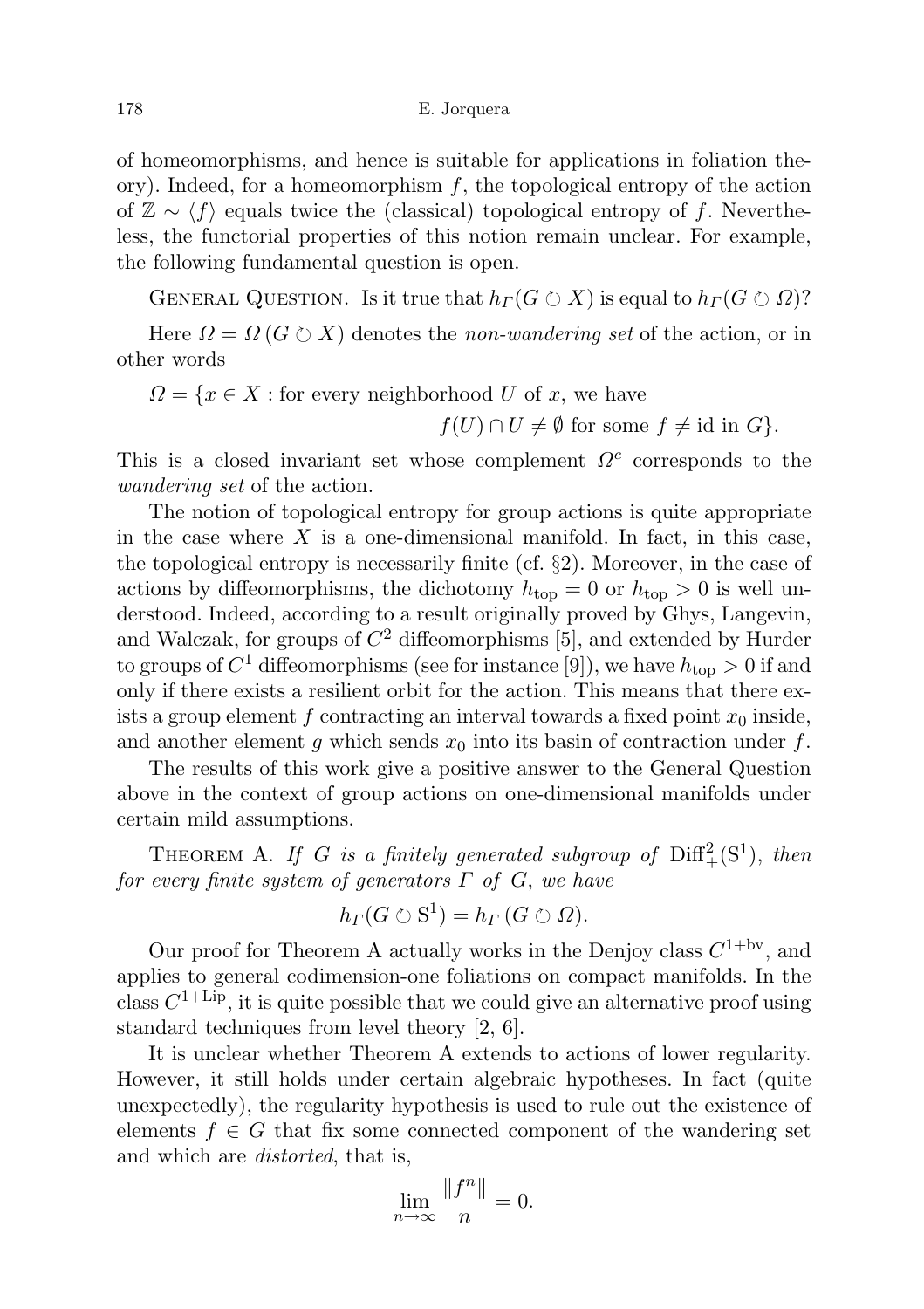of homeomorphisms, and hence is suitable for applications in foliation theory). Indeed, for a homeomorphism $f$, the topological entropy of the action of $\mathbb{Z} \sim \langle f \rangle$ equals twice the (classical) topological entropy of $f$. Nevertheless, the functorial properties of this notion remain unclear. For example, the following fundamental question is open.

General Question. Is it true that $h_\Gamma(G \circlearrowright X)$ is equal to $h_\Gamma(G \circlearrowright \Omega)$?

Here $\Omega = \Omega\,(G \circlearrowright X)$ denotes the *non-wandering set* of the action, or in other words

$$\Omega = \{x \in X : \text{for every neighborhood } U \text{ of } x, \text{ we have } f(U) \cap U \neq \emptyset \text{ for some } f \neq \text{id in } G\}.$$

This is a closed invariant set whose complement $\Omega^c$ corresponds to the *wandering set* of the action.

The notion of topological entropy for group actions is quite appropriate in the case where $X$ is a one-dimensional manifold. In fact, in this case, the topological entropy is necessarily finite (cf. §2). Moreover, in the case of actions by diffeomorphisms, the dichotomy $h_{\text{top}} = 0$ or $h_{\text{top}} > 0$ is well understood. Indeed, according to a result originally proved by Ghys, Langevin, and Walczak, for groups of $C^2$ diffeomorphisms [5], and extended by Hurder to groups of $C^1$ diffeomorphisms (see for instance [9]), we have $h_{\text{top}} > 0$ if and only if there exists a resilient orbit for the action. This means that there exists a group element $f$ contracting an interval towards a fixed point $x_0$ inside, and another element $g$ which sends $x_0$ into its basin of contraction under $f$.

The results of this work give a positive answer to the General Question above in the context of group actions on one-dimensional manifolds under certain mild assumptions.

Theorem A. *If $G$ is a finitely generated subgroup of $\text{Diff}^2_+(\text{S}^1)$, then for every finite system of generators $\Gamma$ of $G$, we have*

$$h_\Gamma(G \circlearrowright \text{S}^1) = h_\Gamma\,(G \circlearrowright \Omega).$$

Our proof for Theorem A actually works in the Denjoy class $C^{1+\text{bv}}$, and applies to general codimension-one foliations on compact manifolds. In the class $C^{1+\text{Lip}}$, it is quite possible that we could give an alternative proof using standard techniques from level theory [2, 6].

It is unclear whether Theorem A extends to actions of lower regularity. However, it still holds under certain algebraic hypotheses. In fact (quite unexpectedly), the regularity hypothesis is used to rule out the existence of elements $f \in G$ that fix some connected component of the wandering set and which are *distorted*, that is,

$$\lim_{n\to\infty} \frac{\|f^n\|}{n} = 0.$$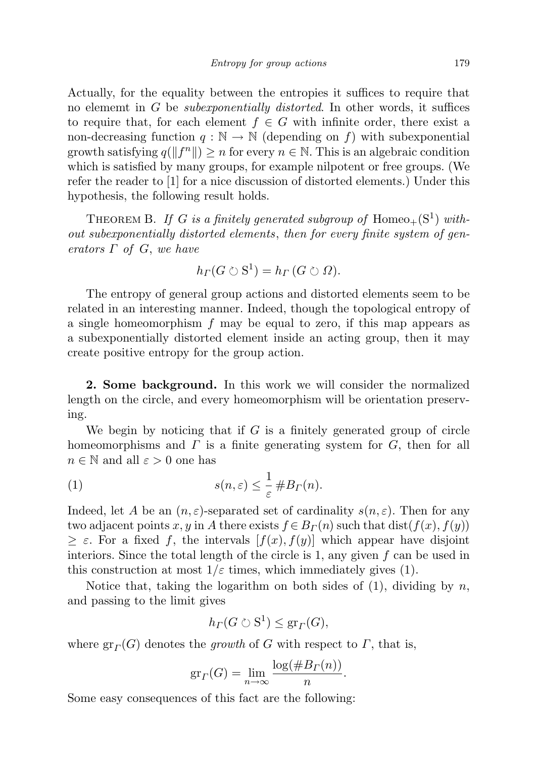Actually, for the equality between the entropies it suffices to require that no elememt in $G$ be *subexponentially distorted*. In other words, it suffices to require that, for each element $f \in G$ with infinite order, there exist a non-decreasing function $q : \mathbb{N} \to \mathbb{N}$ (depending on $f$) with subexponential growth satisfying $q(\|f^n\|) \geq n$ for every $n \in \mathbb{N}$. This is an algebraic condition which is satisfied by many groups, for example nilpotent or free groups. (We refer the reader to [1] for a nice discussion of distorted elements.) Under this hypothesis, the following result holds.

THEOREM B. *If $G$ is a finitely generated subgroup of $\mathrm{Homeo}_+(\mathrm{S}^1)$ without subexponentially distorted elements, then for every finite system of generators $\Gamma$ of $G$, we have*

$$h_\Gamma(G \circlearrowright \mathrm{S}^1) = h_\Gamma(G \circlearrowright \Omega).$$

The entropy of general group actions and distorted elements seem to be related in an interesting manner. Indeed, though the topological entropy of a single homeomorphism $f$ may be equal to zero, if this map appears as a subexponentially distorted element inside an acting group, then it may create positive entropy for the group action.

**2. Some background.** In this work we will consider the normalized length on the circle, and every homeomorphism will be orientation preserving.

We begin by noticing that if $G$ is a finitely generated group of circle homeomorphisms and $\Gamma$ is a finite generating system for $G$, then for all $n \in \mathbb{N}$ and all $\varepsilon > 0$ one has

$$s(n,\varepsilon) \leq \frac{1}{\varepsilon}\,\#B_\Gamma(n). \tag{1}$$

Indeed, let $A$ be an $(n,\varepsilon)$-separated set of cardinality $s(n,\varepsilon)$. Then for any two adjacent points $x, y$ in $A$ there exists $f \in B_\Gamma(n)$ such that $\mathrm{dist}(f(x), f(y)) \geq \varepsilon$. For a fixed $f$, the intervals $[f(x), f(y)]$ which appear have disjoint interiors. Since the total length of the circle is 1, any given $f$ can be used in this construction at most $1/\varepsilon$ times, which immediately gives (1).

Notice that, taking the logarithm on both sides of (1), dividing by $n$, and passing to the limit gives

$$h_\Gamma(G \circlearrowright \mathrm{S}^1) \leq \mathrm{gr}_\Gamma(G),$$

where $\mathrm{gr}_\Gamma(G)$ denotes the *growth* of $G$ with respect to $\Gamma$, that is,

$$\mathrm{gr}_\Gamma(G) = \lim_{n\to\infty} \frac{\log(\#B_\Gamma(n))}{n}.$$

Some easy consequences of this fact are the following: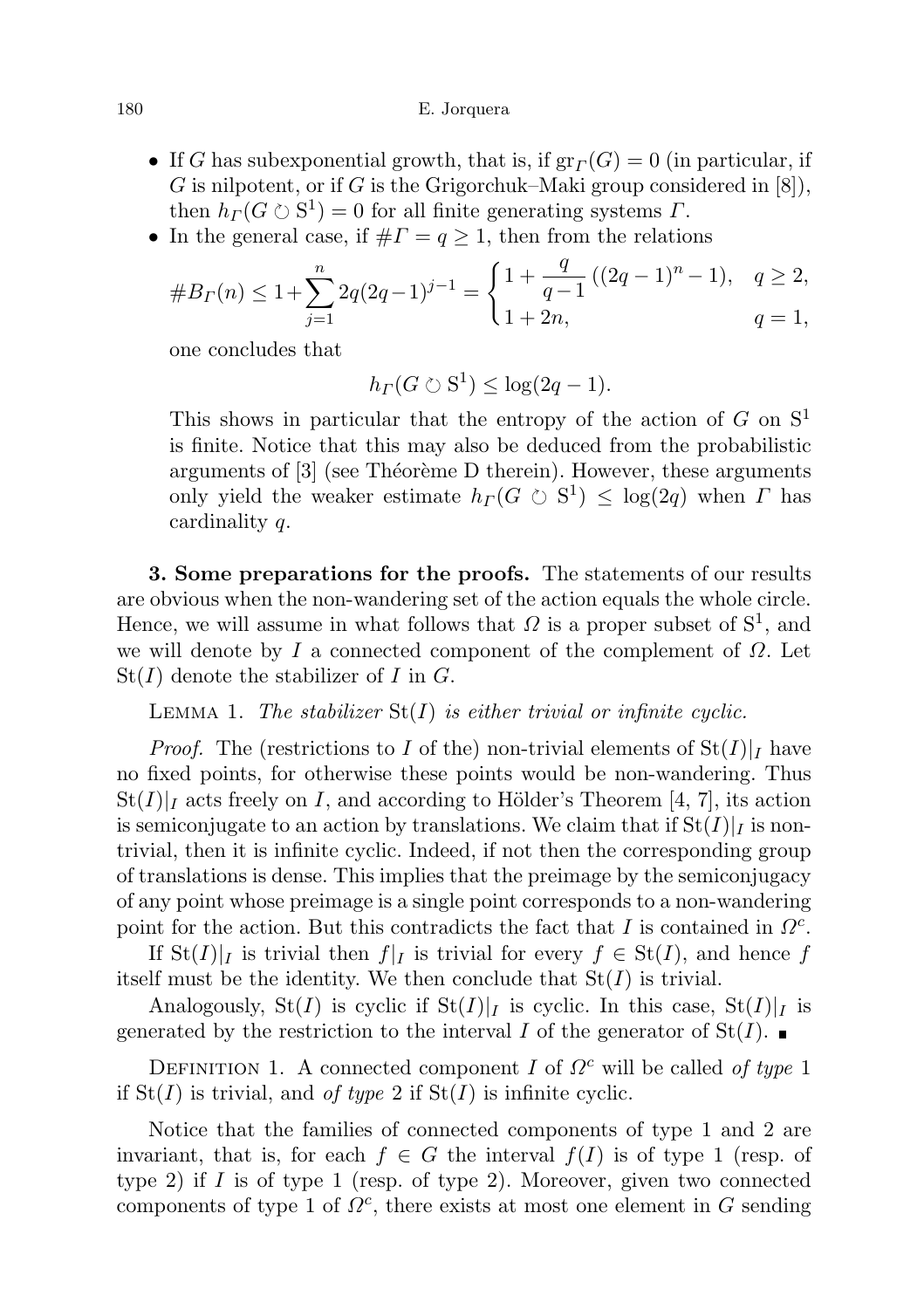- If $G$ has subexponential growth, that is, if $\mathrm{gr}_\Gamma(G) = 0$ (in particular, if $G$ is nilpotent, or if $G$ is the Grigorchuk–Maki group considered in [8]), then $h_\Gamma(G \circlearrowright \mathrm{S}^1) = 0$ for all finite generating systems $\Gamma$.
- In the general case, if $\#\Gamma = q \geq 1$, then from the relations

$$\#B_\Gamma(n) \leq 1 + \sum_{j=1}^{n} 2q(2q-1)^{j-1} = \begin{cases} 1 + \dfrac{q}{q-1}\,((2q-1)^n - 1), & q \geq 2, \\ 1 + 2n, & q = 1, \end{cases}$$

one concludes that

$$h_\Gamma(G \circlearrowright \mathrm{S}^1) \leq \log(2q-1).$$

This shows in particular that the entropy of the action of $G$ on $\mathrm{S}^1$ is finite. Notice that this may also be deduced from the probabilistic arguments of [3] (see Théorème D therein). However, these arguments only yield the weaker estimate $h_\Gamma(G \circlearrowright \mathrm{S}^1) \leq \log(2q)$ when $\Gamma$ has cardinality $q$.

**3. Some preparations for the proofs.** The statements of our results are obvious when the non-wandering set of the action equals the whole circle. Hence, we will assume in what follows that $\Omega$ is a proper subset of $\mathrm{S}^1$, and we will denote by $I$ a connected component of the complement of $\Omega$. Let $\mathrm{St}(I)$ denote the stabilizer of $I$ in $G$.

LEMMA 1. *The stabilizer* $\mathrm{St}(I)$ *is either trivial or infinite cyclic.*

*Proof.* The (restrictions to $I$ of the) non-trivial elements of $\mathrm{St}(I)|_I$ have no fixed points, for otherwise these points would be non-wandering. Thus $\mathrm{St}(I)|_I$ acts freely on $I$, and according to Hölder's Theorem [4, 7], its action is semiconjugate to an action by translations. We claim that if $\mathrm{St}(I)|_I$ is non-trivial, then it is infinite cyclic. Indeed, if not then the corresponding group of translations is dense. This implies that the preimage by the semiconjugacy of any point whose preimage is a single point corresponds to a non-wandering point for the action. But this contradicts the fact that $I$ is contained in $\Omega^c$.

If $\mathrm{St}(I)|_I$ is trivial then $f|_I$ is trivial for every $f \in \mathrm{St}(I)$, and hence $f$ itself must be the identity. We then conclude that $\mathrm{St}(I)$ is trivial.

Analogously, $\mathrm{St}(I)$ is cyclic if $\mathrm{St}(I)|_I$ is cyclic. In this case, $\mathrm{St}(I)|_I$ is generated by the restriction to the interval $I$ of the generator of $\mathrm{St}(I)$. ∎

DEFINITION 1. A connected component $I$ of $\Omega^c$ will be called *of type* 1 if $\mathrm{St}(I)$ is trivial, and *of type* 2 if $\mathrm{St}(I)$ is infinite cyclic.

Notice that the families of connected components of type 1 and 2 are invariant, that is, for each $f \in G$ the interval $f(I)$ is of type 1 (resp. of type 2) if $I$ is of type 1 (resp. of type 2). Moreover, given two connected components of type 1 of $\Omega^c$, there exists at most one element in $G$ sending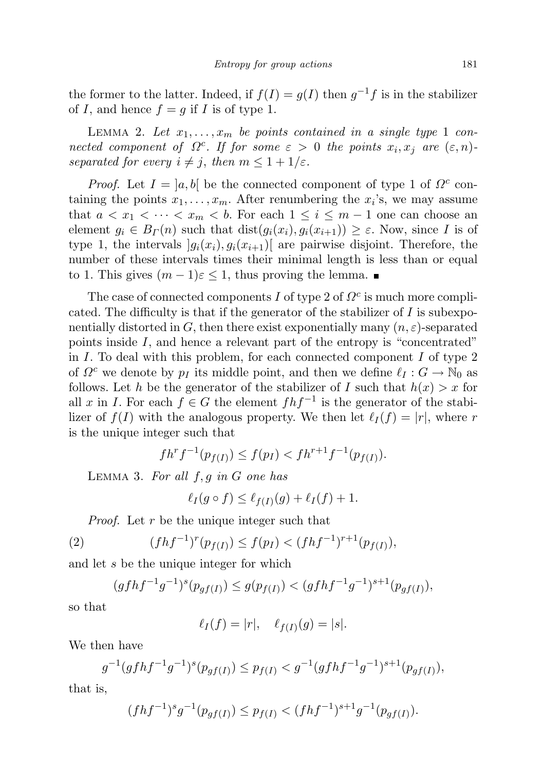the former to the latter. Indeed, if $f(I) = g(I)$ then $g^{-1}f$ is in the stabilizer of $I$, and hence $f = g$ if $I$ is of type 1.

Lemma 2. *Let $x_1, \ldots, x_m$ be points contained in a single type 1 connected component of $\Omega^c$. If for some $\varepsilon > 0$ the points $x_i, x_j$ are $(\varepsilon, n)$-separated for every $i \neq j$, then $m \leq 1 + 1/\varepsilon$.*

*Proof.* Let $I = ]a, b[$ be the connected component of type 1 of $\Omega^c$ containing the points $x_1, \ldots, x_m$. After renumbering the $x_i$'s, we may assume that $a < x_1 < \cdots < x_m < b$. For each $1 \leq i \leq m-1$ one can choose an element $g_i \in B_\Gamma(n)$ such that $\mathrm{dist}(g_i(x_i), g_i(x_{i+1})) \geq \varepsilon$. Now, since $I$ is of type 1, the intervals $]g_i(x_i), g_i(x_{i+1})[$ are pairwise disjoint. Therefore, the number of these intervals times their minimal length is less than or equal to 1. This gives $(m-1)\varepsilon \leq 1$, thus proving the lemma. ∎

The case of connected components $I$ of type 2 of $\Omega^c$ is much more complicated. The difficulty is that if the generator of the stabilizer of $I$ is subexponentially distorted in $G$, then there exist exponentially many $(n, \varepsilon)$-separated points inside $I$, and hence a relevant part of the entropy is "concentrated" in $I$. To deal with this problem, for each connected component $I$ of type 2 of $\Omega^c$ we denote by $p_I$ its middle point, and then we define $\ell_I : G \to \mathbb{N}_0$ as follows. Let $h$ be the generator of the stabilizer of $I$ such that $h(x) > x$ for all $x$ in $I$. For each $f \in G$ the element $fhf^{-1}$ is the generator of the stabilizer of $f(I)$ with the analogous property. We then let $\ell_I(f) = |r|$, where $r$ is the unique integer such that

$$fh^r f^{-1}(p_{f(I)}) \leq f(p_I) < fh^{r+1} f^{-1}(p_{f(I)}).$$

Lemma 3. *For all $f, g$ in $G$ one has*

$$\ell_I(g \circ f) \leq \ell_{f(I)}(g) + \ell_I(f) + 1.$$

*Proof.* Let $r$ be the unique integer such that

$$(fhf^{-1})^r(p_{f(I)}) \leq f(p_I) < (fhf^{-1})^{r+1}(p_{f(I)}), \tag{2}$$

and let $s$ be the unique integer for which

$$(gfhf^{-1}g^{-1})^s(p_{gf(I)}) \leq g(p_{f(I)}) < (gfhf^{-1}g^{-1})^{s+1}(p_{gf(I)}),$$

so that

$$\ell_I(f) = |r|, \quad \ell_{f(I)}(g) = |s|.$$

We then have

$$g^{-1}(gfhf^{-1}g^{-1})^s(p_{gf(I)}) \leq p_{f(I)} < g^{-1}(gfhf^{-1}g^{-1})^{s+1}(p_{gf(I)}),$$

that is,

$$(fhf^{-1})^s g^{-1}(p_{gf(I)}) \leq p_{f(I)} < (fhf^{-1})^{s+1} g^{-1}(p_{gf(I)}).$$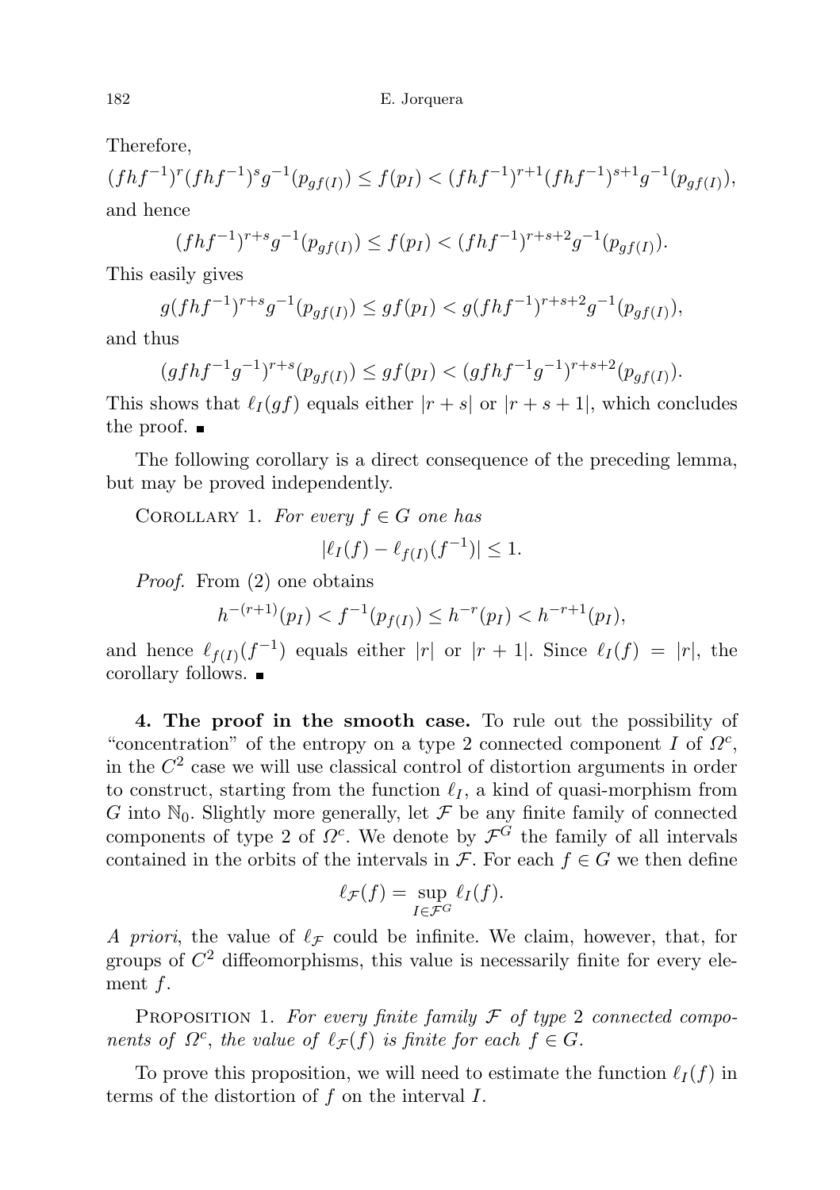Therefore,

$$(fhf^{-1})^r(fhf^{-1})^s g^{-1}(p_{gf(I)}) \leq f(p_I) < (fhf^{-1})^{r+1}(fhf^{-1})^{s+1}g^{-1}(p_{gf(I)}),$$

and hence

$$(fhf^{-1})^{r+s}g^{-1}(p_{gf(I)}) \leq f(p_I) < (fhf^{-1})^{r+s+2}g^{-1}(p_{gf(I)}).$$

This easily gives

$$g(fhf^{-1})^{r+s}g^{-1}(p_{gf(I)}) \leq gf(p_I) < g(fhf^{-1})^{r+s+2}g^{-1}(p_{gf(I)}),$$

and thus

$$(gfhf^{-1}g^{-1})^{r+s}(p_{gf(I)}) \leq gf(p_I) < (gfhf^{-1}g^{-1})^{r+s+2}(p_{gf(I)}).$$

This shows that $\ell_I(gf)$ equals either $|r+s|$ or $|r+s+1|$, which concludes the proof. ∎

The following corollary is a direct consequence of the preceding lemma, but may be proved independently.

Corollary 1. *For every $f \in G$ one has*

$$|\ell_I(f) - \ell_{f(I)}(f^{-1})| \leq 1.$$

*Proof.* From (2) one obtains

$$h^{-(r+1)}(p_I) < f^{-1}(p_{f(I)}) \leq h^{-r}(p_I) < h^{-r+1}(p_I),$$

and hence $\ell_{f(I)}(f^{-1})$ equals either $|r|$ or $|r+1|$. Since $\ell_I(f) = |r|$, the corollary follows. ∎

**4. The proof in the smooth case.** To rule out the possibility of "concentration" of the entropy on a type 2 connected component $I$ of $\Omega^c$, in the $C^2$ case we will use classical control of distortion arguments in order to construct, starting from the function $\ell_I$, a kind of quasi-morphism from $G$ into $\mathbb{N}_0$. Slightly more generally, let $\mathcal{F}$ be any finite family of connected components of type 2 of $\Omega^c$. We denote by $\mathcal{F}^G$ the family of all intervals contained in the orbits of the intervals in $\mathcal{F}$. For each $f \in G$ we then define

$$\ell_{\mathcal{F}}(f) = \sup_{I \in \mathcal{F}^G} \ell_I(f).$$

*A priori*, the value of $\ell_{\mathcal{F}}$ could be infinite. We claim, however, that, for groups of $C^2$ diffeomorphisms, this value is necessarily finite for every element $f$.

Proposition 1. *For every finite family $\mathcal{F}$ of type 2 connected components of $\Omega^c$, the value of $\ell_{\mathcal{F}}(f)$ is finite for each $f \in G$.*

To prove this proposition, we will need to estimate the function $\ell_I(f)$ in terms of the distortion of $f$ on the interval $I$.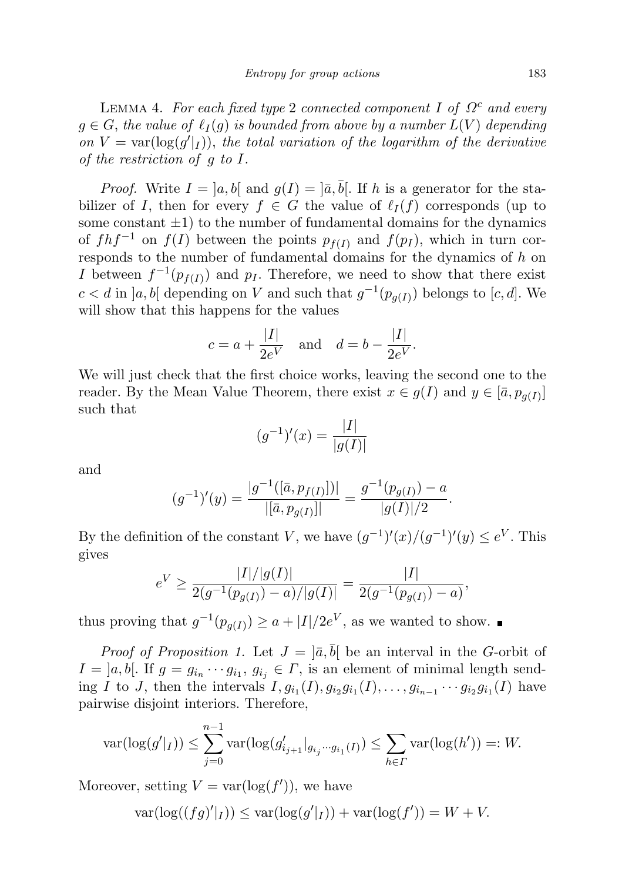Lemma 4. *For each fixed type* 2 *connected component* $I$ *of* $\Omega^c$ *and every* $g \in G$, *the value of* $\ell_I(g)$ *is bounded from above by a number* $L(V)$ *depending on* $V = \mathrm{var}(\log(g'|_I))$, *the total variation of the logarithm of the derivative of the restriction of* $g$ *to* $I$.

*Proof.* Write $I = ]a,b[$ and $g(I) = ]\bar{a},\bar{b}[$. If $h$ is a generator for the stabilizer of $I$, then for every $f \in G$ the value of $\ell_I(f)$ corresponds (up to some constant $\pm 1$) to the number of fundamental domains for the dynamics of $fhf^{-1}$ on $f(I)$ between the points $p_{f(I)}$ and $f(p_I)$, which in turn corresponds to the number of fundamental domains for the dynamics of $h$ on $I$ between $f^{-1}(p_{f(I)})$ and $p_I$. Therefore, we need to show that there exist $c < d$ in $]a,b[$ depending on $V$ and such that $g^{-1}(p_{g(I)})$ belongs to $[c,d]$. We will show that this happens for the values

$$c = a + \frac{|I|}{2e^V} \quad \text{and} \quad d = b - \frac{|I|}{2e^V}.$$

We will just check that the first choice works, leaving the second one to the reader. By the Mean Value Theorem, there exist $x \in g(I)$ and $y \in [\bar{a}, p_{g(I)}]$ such that

$$(g^{-1})'(x) = \frac{|I|}{|g(I)|}$$

and

$$(g^{-1})'(y) = \frac{|g^{-1}([\bar{a}, p_{f(I)}])|}{|[\bar{a}, p_{g(I)}]|} = \frac{g^{-1}(p_{g(I)}) - a}{|g(I)|/2}.$$

By the definition of the constant $V$, we have $(g^{-1})'(x)/(g^{-1})'(y) \leq e^V$. This gives

$$e^V \geq \frac{|I|/|g(I)|}{2(g^{-1}(p_{g(I)}) - a)/|g(I)|} = \frac{|I|}{2(g^{-1}(p_{g(I)}) - a)},$$

thus proving that $g^{-1}(p_{g(I)}) \geq a + |I|/2e^V$, as we wanted to show. ∎

*Proof of Proposition 1.* Let $J = ]\bar{a},\bar{b}[$ be an interval in the $G$-orbit of $I = ]a,b[$. If $g = g_{i_n} \cdots g_{i_1}$, $g_{i_j} \in \Gamma$, is an element of minimal length sending $I$ to $J$, then the intervals $I, g_{i_1}(I), g_{i_2}g_{i_1}(I), \ldots, g_{i_{n-1}} \cdots g_{i_2}g_{i_1}(I)$ have pairwise disjoint interiors. Therefore,

$$\mathrm{var}(\log(g'|_I)) \leq \sum_{j=0}^{n-1} \mathrm{var}(\log(g'_{i_{j+1}}|_{g_{i_j}\cdots g_{i_1}(I)}) \leq \sum_{h \in \Gamma} \mathrm{var}(\log(h')) =: W.$$

Moreover, setting $V = \mathrm{var}(\log(f'))$, we have

$$\mathrm{var}(\log((fg)'|_I)) \leq \mathrm{var}(\log(g'|_I)) + \mathrm{var}(\log(f')) = W + V.$$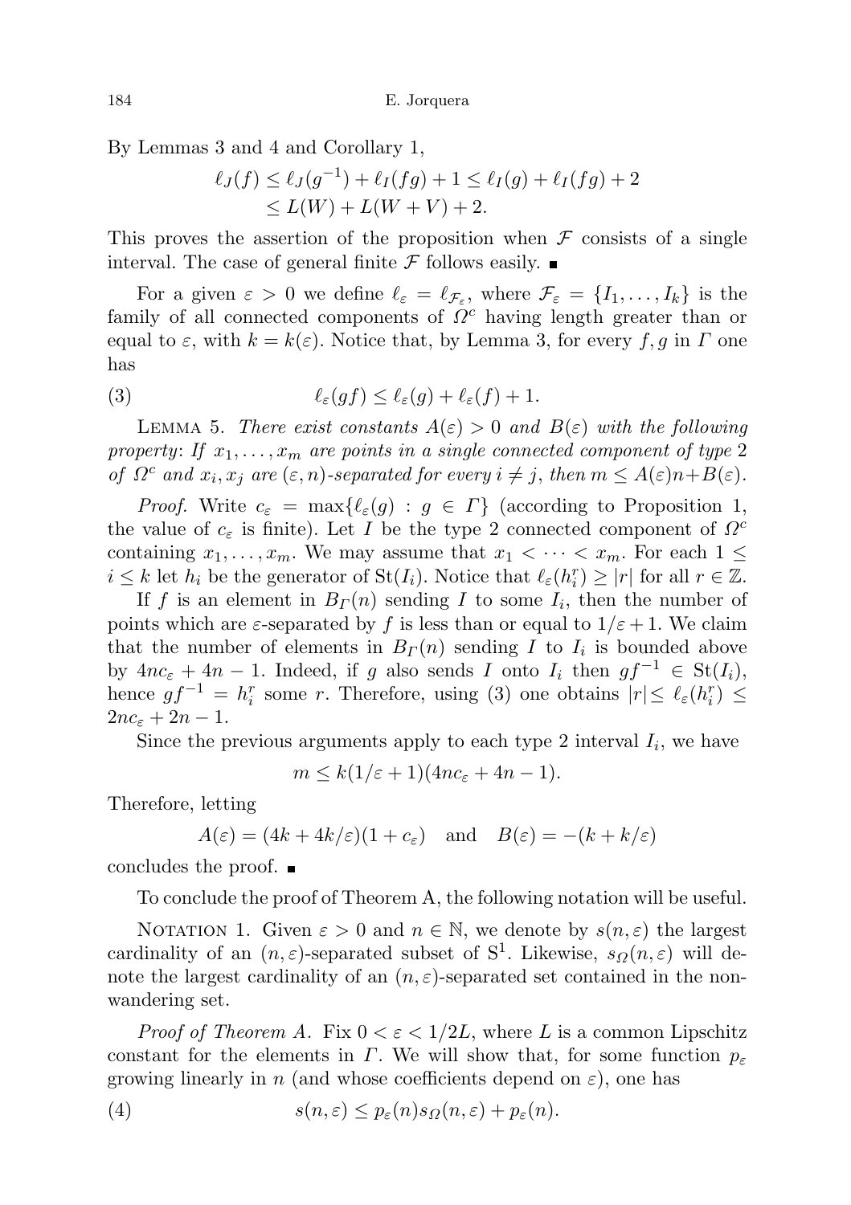By Lemmas 3 and 4 and Corollary 1,

$$\begin{aligned}\ell_J(f) &\le \ell_J(g^{-1}) + \ell_I(fg) + 1 \le \ell_I(g) + \ell_I(fg) + 2\\ &\le L(W) + L(W+V) + 2.\end{aligned}$$

This proves the assertion of the proposition when $\mathcal{F}$ consists of a single interval. The case of general finite $\mathcal{F}$ follows easily. ∎

For a given $\varepsilon > 0$ we define $\ell_\varepsilon = \ell_{\mathcal{F}_\varepsilon}$, where $\mathcal{F}_\varepsilon = \{I_1, \ldots, I_k\}$ is the family of all connected components of $\Omega^c$ having length greater than or equal to $\varepsilon$, with $k = k(\varepsilon)$. Notice that, by Lemma 3, for every $f, g$ in $\Gamma$ one has

$$\ell_\varepsilon(gf) \le \ell_\varepsilon(g) + \ell_\varepsilon(f) + 1. \tag{3}$$

Lemma 5. *There exist constants $A(\varepsilon) > 0$ and $B(\varepsilon)$ with the following property: If $x_1, \ldots, x_m$ are points in a single connected component of type 2 of $\Omega^c$ and $x_i, x_j$ are $(\varepsilon, n)$-separated for every $i \ne j$, then $m \le A(\varepsilon)n + B(\varepsilon)$.*

*Proof.* Write $c_\varepsilon = \max\{\ell_\varepsilon(g) : g \in \Gamma\}$ (according to Proposition 1, the value of $c_\varepsilon$ is finite). Let $I$ be the type 2 connected component of $\Omega^c$ containing $x_1, \ldots, x_m$. We may assume that $x_1 < \cdots < x_m$. For each $1 \le i \le k$ let $h_i$ be the generator of $\mathrm{St}(I_i)$. Notice that $\ell_\varepsilon(h_i^r) \ge |r|$ for all $r \in \mathbb{Z}$.

If $f$ is an element in $B_\Gamma(n)$ sending $I$ to some $I_i$, then the number of points which are $\varepsilon$-separated by $f$ is less than or equal to $1/\varepsilon + 1$. We claim that the number of elements in $B_\Gamma(n)$ sending $I$ to $I_i$ is bounded above by $4nc_\varepsilon + 4n - 1$. Indeed, if $g$ also sends $I$ onto $I_i$ then $gf^{-1} \in \mathrm{St}(I_i)$, hence $gf^{-1} = h_i^r$ some $r$. Therefore, using (3) one obtains $|r| \le \ell_\varepsilon(h_i^r) \le 2nc_\varepsilon + 2n - 1$.

Since the previous arguments apply to each type 2 interval $I_i$, we have

$$m \le k(1/\varepsilon + 1)(4nc_\varepsilon + 4n - 1).$$

Therefore, letting

$$A(\varepsilon) = (4k + 4k/\varepsilon)(1 + c_\varepsilon) \quad \text{and} \quad B(\varepsilon) = -(k + k/\varepsilon)$$

concludes the proof. ∎

To conclude the proof of Theorem A, the following notation will be useful.

Notation 1. Given $\varepsilon > 0$ and $n \in \mathbb{N}$, we denote by $s(n, \varepsilon)$ the largest cardinality of an $(n, \varepsilon)$-separated subset of $\mathrm{S}^1$. Likewise, $s_\Omega(n, \varepsilon)$ will denote the largest cardinality of an $(n, \varepsilon)$-separated set contained in the non-wandering set.

*Proof of Theorem A.* Fix $0 < \varepsilon < 1/2L$, where $L$ is a common Lipschitz constant for the elements in $\Gamma$. We will show that, for some function $p_\varepsilon$ growing linearly in $n$ (and whose coefficients depend on $\varepsilon$), one has

$$s(n, \varepsilon) \le p_\varepsilon(n) s_\Omega(n, \varepsilon) + p_\varepsilon(n). \tag{4}$$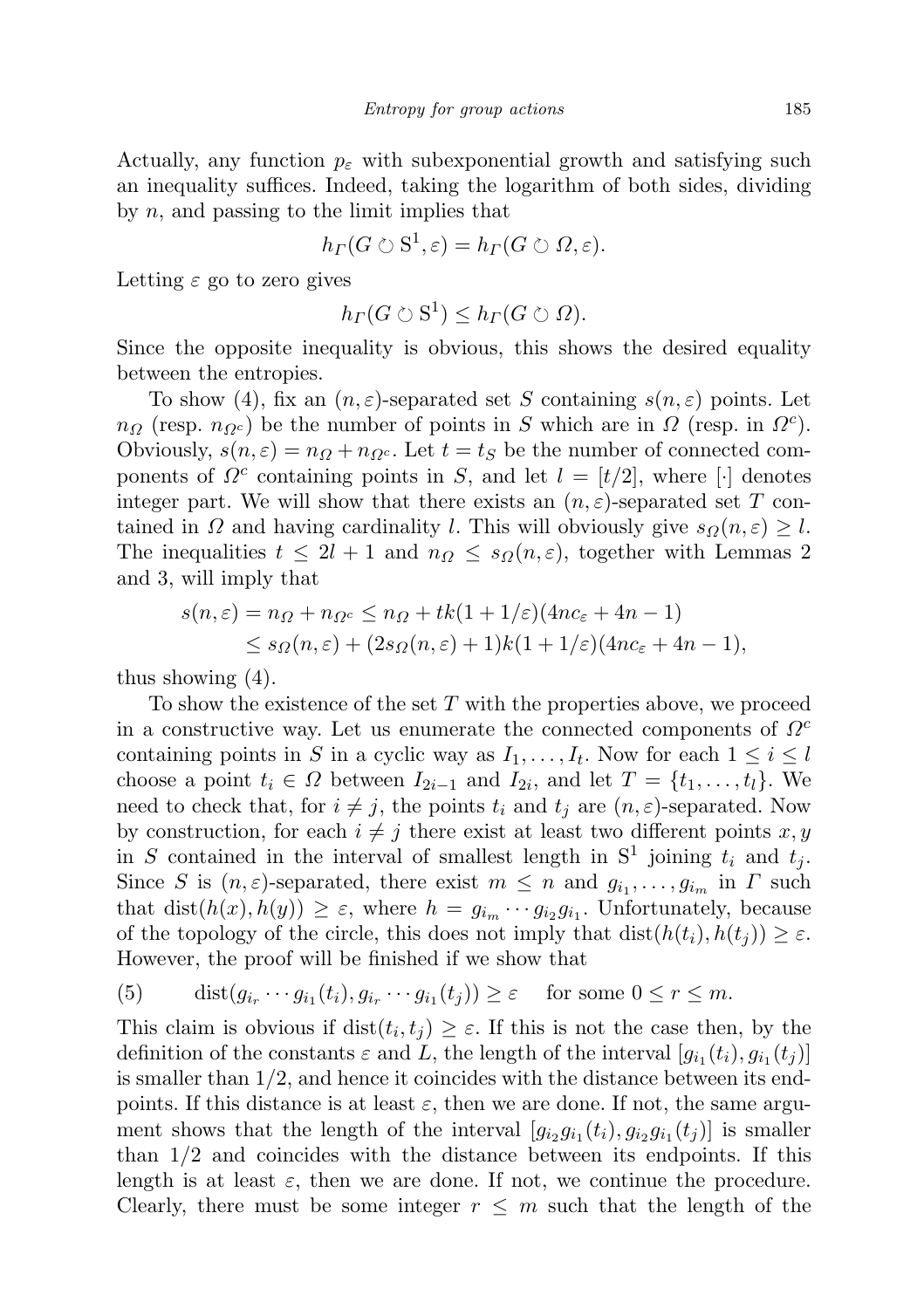Actually, any function $p_\varepsilon$ with subexponential growth and satisfying such an inequality suffices. Indeed, taking the logarithm of both sides, dividing by $n$, and passing to the limit implies that

$$h_\Gamma(G \circlearrowright \mathrm{S}^1, \varepsilon) = h_\Gamma(G \circlearrowright \Omega, \varepsilon).$$

Letting $\varepsilon$ go to zero gives

$$h_\Gamma(G \circlearrowright \mathrm{S}^1) \leq h_\Gamma(G \circlearrowright \Omega).$$

Since the opposite inequality is obvious, this shows the desired equality between the entropies.

To show (4), fix an $(n, \varepsilon)$-separated set $S$ containing $s(n, \varepsilon)$ points. Let $n_\Omega$ (resp. $n_{\Omega^c}$) be the number of points in $S$ which are in $\Omega$ (resp. in $\Omega^c$). Obviously, $s(n, \varepsilon) = n_\Omega + n_{\Omega^c}$. Let $t = t_S$ be the number of connected components of $\Omega^c$ containing points in $S$, and let $l = [t/2]$, where $[\cdot]$ denotes integer part. We will show that there exists an $(n, \varepsilon)$-separated set $T$ contained in $\Omega$ and having cardinality $l$. This will obviously give $s_\Omega(n, \varepsilon) \geq l$. The inequalities $t \leq 2l + 1$ and $n_\Omega \leq s_\Omega(n, \varepsilon)$, together with Lemmas 2 and 3, will imply that

$$\begin{aligned} s(n, \varepsilon) = n_\Omega + n_{\Omega^c} &\leq n_\Omega + tk(1 + 1/\varepsilon)(4nc_\varepsilon + 4n - 1) \\ &\leq s_\Omega(n, \varepsilon) + (2s_\Omega(n, \varepsilon) + 1)k(1 + 1/\varepsilon)(4nc_\varepsilon + 4n - 1), \end{aligned}$$

thus showing (4).

To show the existence of the set $T$ with the properties above, we proceed in a constructive way. Let us enumerate the connected components of $\Omega^c$ containing points in $S$ in a cyclic way as $I_1, \ldots, I_t$. Now for each $1 \leq i \leq l$ choose a point $t_i \in \Omega$ between $I_{2i-1}$ and $I_{2i}$, and let $T = \{t_1, \ldots, t_l\}$. We need to check that, for $i \neq j$, the points $t_i$ and $t_j$ are $(n, \varepsilon)$-separated. Now by construction, for each $i \neq j$ there exist at least two different points $x, y$ in $S$ contained in the interval of smallest length in $\mathrm{S}^1$ joining $t_i$ and $t_j$. Since $S$ is $(n, \varepsilon)$-separated, there exist $m \leq n$ and $g_{i_1}, \ldots, g_{i_m}$ in $\Gamma$ such that $\mathrm{dist}(h(x), h(y)) \geq \varepsilon$, where $h = g_{i_m} \cdots g_{i_2} g_{i_1}$. Unfortunately, because of the topology of the circle, this does not imply that $\mathrm{dist}(h(t_i), h(t_j)) \geq \varepsilon$. However, the proof will be finished if we show that

$$(5) \qquad \mathrm{dist}(g_{i_r} \cdots g_{i_1}(t_i), g_{i_r} \cdots g_{i_1}(t_j)) \geq \varepsilon \quad \text{for some } 0 \leq r \leq m.$$

This claim is obvious if $\mathrm{dist}(t_i, t_j) \geq \varepsilon$. If this is not the case then, by the definition of the constants $\varepsilon$ and $L$, the length of the interval $[g_{i_1}(t_i), g_{i_1}(t_j)]$ is smaller than $1/2$, and hence it coincides with the distance between its endpoints. If this distance is at least $\varepsilon$, then we are done. If not, the same argument shows that the length of the interval $[g_{i_2} g_{i_1}(t_i), g_{i_2} g_{i_1}(t_j)]$ is smaller than $1/2$ and coincides with the distance between its endpoints. If this length is at least $\varepsilon$, then we are done. If not, we continue the procedure. Clearly, there must be some integer $r \leq m$ such that the length of the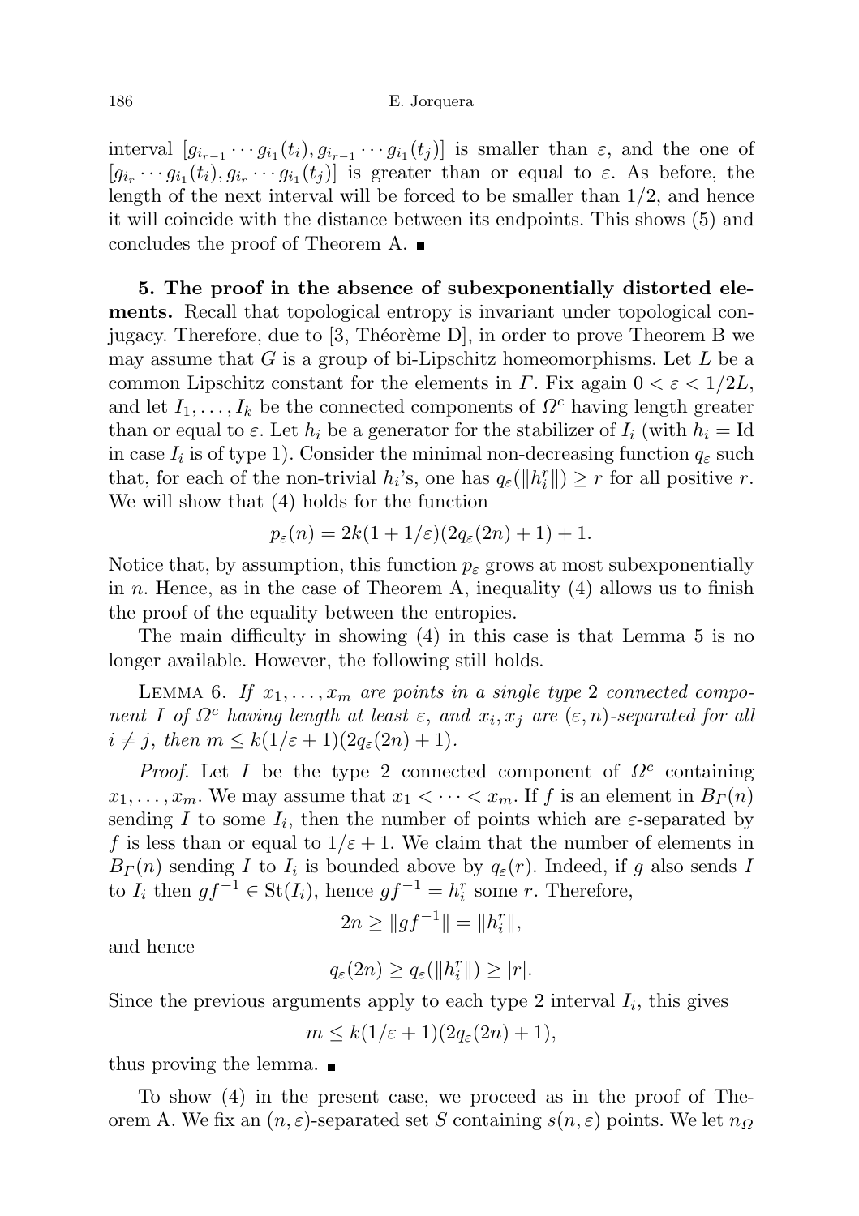interval $[g_{i_{r-1}} \cdots g_{i_1}(t_i), g_{i_{r-1}} \cdots g_{i_1}(t_j)]$ is smaller than $\varepsilon$, and the one of $[g_{i_r} \cdots g_{i_1}(t_i), g_{i_r} \cdots g_{i_1}(t_j)]$ is greater than or equal to $\varepsilon$. As before, the length of the next interval will be forced to be smaller than $1/2$, and hence it will coincide with the distance between its endpoints. This shows (5) and concludes the proof of Theorem A. ■

**5. The proof in the absence of subexponentially distorted elements.** Recall that topological entropy is invariant under topological conjugacy. Therefore, due to [3, Théorème D], in order to prove Theorem B we may assume that $G$ is a group of bi-Lipschitz homeomorphisms. Let $L$ be a common Lipschitz constant for the elements in $\Gamma$. Fix again $0 < \varepsilon < 1/2L$, and let $I_1, \ldots, I_k$ be the connected components of $\Omega^c$ having length greater than or equal to $\varepsilon$. Let $h_i$ be a generator for the stabilizer of $I_i$ (with $h_i = \mathrm{Id}$ in case $I_i$ is of type 1). Consider the minimal non-decreasing function $q_\varepsilon$ such that, for each of the non-trivial $h_i$'s, one has $q_\varepsilon(\|h_i^r\|) \geq r$ for all positive $r$. We will show that (4) holds for the function

$$p_\varepsilon(n) = 2k(1 + 1/\varepsilon)(2q_\varepsilon(2n) + 1) + 1.$$

Notice that, by assumption, this function $p_\varepsilon$ grows at most subexponentially in $n$. Hence, as in the case of Theorem A, inequality (4) allows us to finish the proof of the equality between the entropies.

The main difficulty in showing (4) in this case is that Lemma 5 is no longer available. However, the following still holds.

Lemma 6. *If $x_1, \ldots, x_m$ are points in a single type 2 connected component $I$ of $\Omega^c$ having length at least $\varepsilon$, and $x_i, x_j$ are $(\varepsilon, n)$-separated for all $i \neq j$, then $m \leq k(1/\varepsilon + 1)(2q_\varepsilon(2n) + 1)$.*

*Proof.* Let $I$ be the type 2 connected component of $\Omega^c$ containing $x_1, \ldots, x_m$. We may assume that $x_1 < \cdots < x_m$. If $f$ is an element in $B_\Gamma(n)$ sending $I$ to some $I_i$, then the number of points which are $\varepsilon$-separated by $f$ is less than or equal to $1/\varepsilon + 1$. We claim that the number of elements in $B_\Gamma(n)$ sending $I$ to $I_i$ is bounded above by $q_\varepsilon(r)$. Indeed, if $g$ also sends $I$ to $I_i$ then $gf^{-1} \in \mathrm{St}(I_i)$, hence $gf^{-1} = h_i^r$ some $r$. Therefore,

$$2n \geq \|gf^{-1}\| = \|h_i^r\|,$$

and hence

$$q_\varepsilon(2n) \geq q_\varepsilon(\|h_i^r\|) \geq |r|.$$

Since the previous arguments apply to each type 2 interval $I_i$, this gives

$$m \leq k(1/\varepsilon + 1)(2q_\varepsilon(2n) + 1),$$

thus proving the lemma. ■

To show (4) in the present case, we proceed as in the proof of Theorem A. We fix an $(n, \varepsilon)$-separated set $S$ containing $s(n, \varepsilon)$ points. We let $n_\Omega$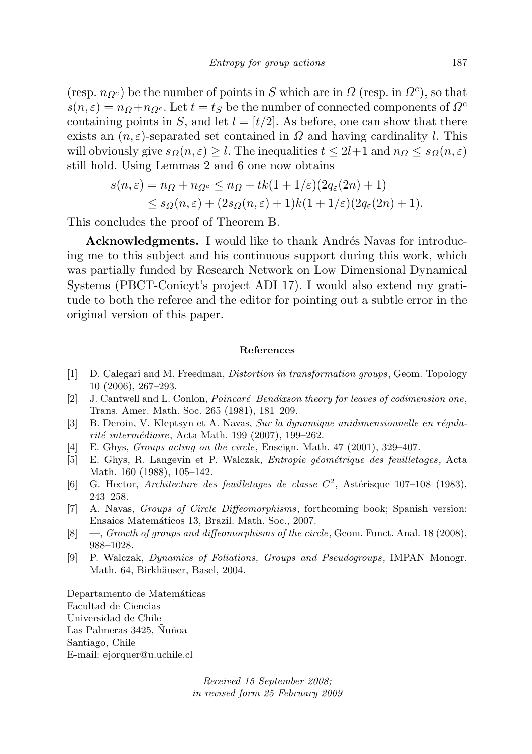(resp. $n_{\Omega^c}$) be the number of points in $S$ which are in $\Omega$ (resp. in $\Omega^c$), so that $s(n,\varepsilon) = n_\Omega + n_{\Omega^c}$. Let $t = t_S$ be the number of connected components of $\Omega^c$ containing points in $S$, and let $l = [t/2]$. As before, one can show that there exists an $(n,\varepsilon)$-separated set contained in $\Omega$ and having cardinality $l$. This will obviously give $s_\Omega(n,\varepsilon) \geq l$. The inequalities $t \leq 2l+1$ and $n_\Omega \leq s_\Omega(n,\varepsilon)$ still hold. Using Lemmas 2 and 6 one now obtains

$$
\begin{aligned}
s(n,\varepsilon) = n_\Omega + n_{\Omega^c} &\leq n_\Omega + tk(1+1/\varepsilon)(2q_\varepsilon(2n)+1)\\
&\leq s_\Omega(n,\varepsilon) + (2s_\Omega(n,\varepsilon)+1)k(1+1/\varepsilon)(2q_\varepsilon(2n)+1).
\end{aligned}
$$

This concludes the proof of Theorem B.

**Acknowledgments.** I would like to thank Andrés Navas for introducing me to this subject and his continuous support during this work, which was partially funded by Research Network on Low Dimensional Dynamical Systems (PBCT-Conicyt's project ADI 17). I would also extend my gratitude to both the referee and the editor for pointing out a subtle error in the original version of this paper.

## References

[1] D. Calegari and M. Freedman, *Distortion in transformation groups*, Geom. Topology 10 (2006), 267–293.

[2] J. Cantwell and L. Conlon, *Poincaré–Bendixson theory for leaves of codimension one*, Trans. Amer. Math. Soc. 265 (1981), 181–209.

[3] B. Deroin, V. Kleptsyn et A. Navas, *Sur la dynamique unidimensionnelle en régularité intermédiaire*, Acta Math. 199 (2007), 199–262.

[4] E. Ghys, *Groups acting on the circle*, Enseign. Math. 47 (2001), 329–407.

[5] E. Ghys, R. Langevin et P. Walczak, *Entropie géométrique des feuilletages*, Acta Math. 160 (1988), 105–142.

[6] G. Hector, *Architecture des feuilletages de classe* $C^2$, Astérisque 107–108 (1983), 243–258.

[7] A. Navas, *Groups of Circle Diffeomorphisms*, forthcoming book; Spanish version: Ensaios Matemáticos 13, Brazil. Math. Soc., 2007.

[8] —, *Growth of groups and diffeomorphisms of the circle*, Geom. Funct. Anal. 18 (2008), 988–1028.

[9] P. Walczak, *Dynamics of Foliations, Groups and Pseudogroups*, IMPAN Monogr. Math. 64, Birkhäuser, Basel, 2004.

Departamento de Matemáticas
Facultad de Ciencias
Universidad de Chile
Las Palmeras 3425, Ñuñoa
Santiago, Chile
E-mail: ejorquer@u.uchile.cl

*Received 15 September 2008;*
*in revised form 25 February 2009*